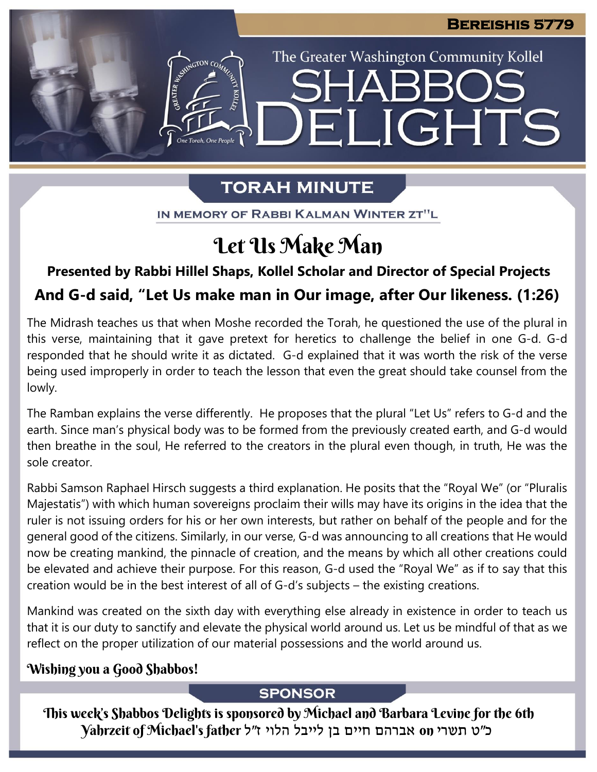**Bereishis 5779**

The Greater Washington Community Kollel

# Shabbos Delights

## Torah Minute

In Memory of Rabbi Kalman Winter zt"l

# Let Us Make Man

### Presented by Rabbi Hillel Shaps, Kollel Scholar and Director of Special Projects

### And G-d said, "Let Us make man in Our image, after Our likeness. (1:26)

The Midrash teaches us that when Moshe recorded the Torah, he questioned the use of the plural in this verse, maintaining that it gave pretext for heretics to challenge the belief in one G-d. G-d responded that he should write it as dictated. G-d explained that it was worth the risk of the verse being used improperly in order to teach the lesson that even the great should take counsel from the lowly.

The Ramban explains the verse differently. He proposes that the plural "Let Us" refers to G-d and the earth. Since man's physical body was to be formed from the previously created earth, and G-d would then breathe in the soul, He referred to the creators in the plural even though, in truth, He was the sole creator.

Rabbi Samson Raphael Hirsch suggests a third explanation. He posits that the "Royal We" (or "Pluralis Majestatis") with which human sovereigns proclaim their wills may have its origins in the idea that the ruler is not issuing orders for his or her own interests, but rather on behalf of the people and for the general good of the citizens. Similarly, in our verse, G-d was announcing to all creations that He would now be creating mankind, the pinnacle of creation, and the means by which all other creations could be elevated and achieve their purpose. For this reason, G-d used the "Royal We" as if to say that this creation would be in the best interest of all of G-d's subjects – the existing creations.

Mankind was created on the sixth day with everything else already in existence in order to teach us that it is our duty to sanctify and elevate the physical world around us. Let us be mindful of that as we reflect on the proper utilization of our material possessions and the world around us.

*Wishing you a Good Shabbos!*

## Sponsor

This week's Shabbos Delights is sponsored by Michael and Barbara Levine for the 6th Yahrzeit of Michael's father אברהם חיים בן לייבל הלוי ז"ל on כ"ט תשרי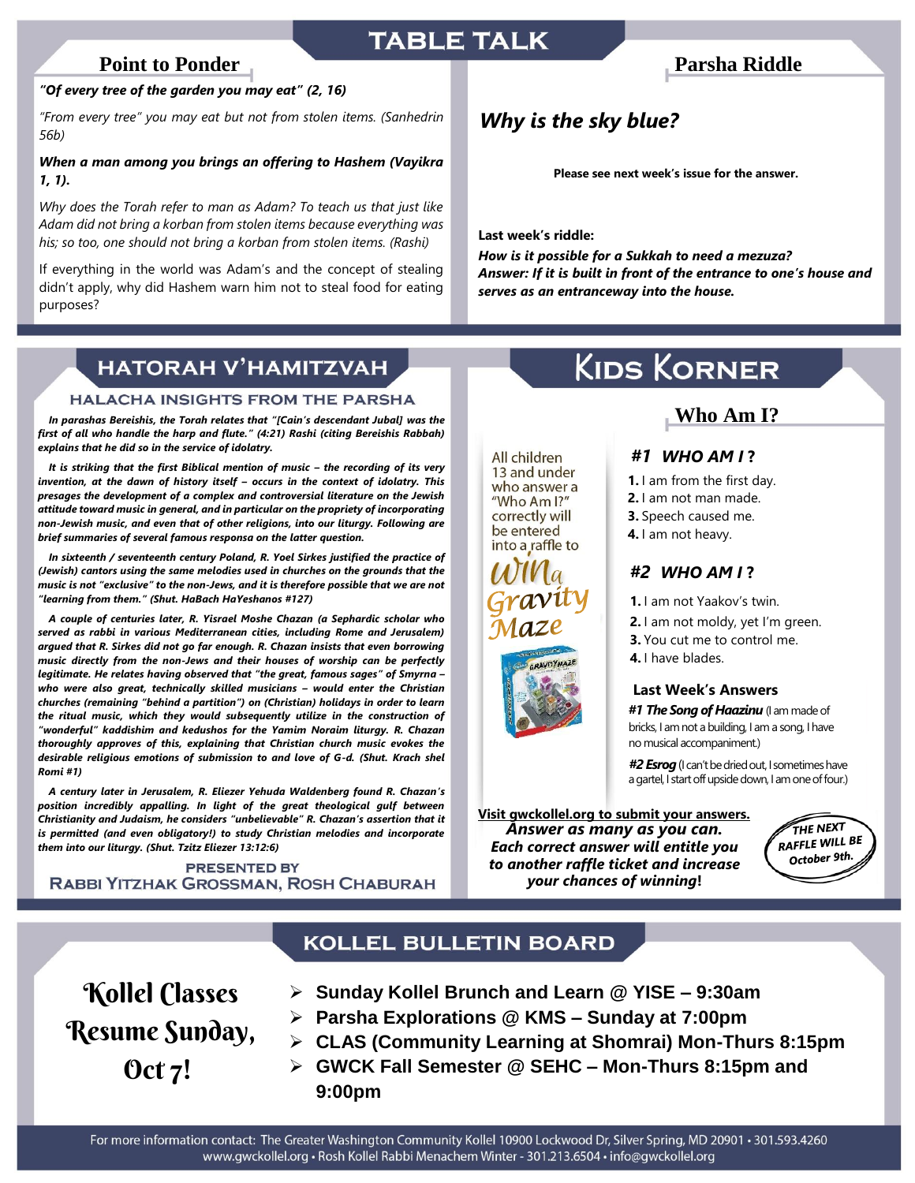# TABLE TALK

## Point to Ponder

***"Of every tree of the garden you may eat" (2, 16)***

*"From every tree" you may eat but not from stolen items. (Sanhedrin 56b)*

***When a man among you brings an offering to Hashem (Vayikra 1, 1).***

*Why does the Torah refer to man as Adam? To teach us that just like Adam did not bring a korban from stolen items because everything was his; so too, one should not bring a korban from stolen items. (Rashi)*

If everything in the world was Adam's and the concept of stealing didn't apply, why did Hashem warn him not to steal food for eating purposes?

## Parsha Riddle

***Why is the sky blue?***

**Please see next week's issue for the answer.**

**Last week's riddle:**

***How is it possible for a Sukkah to need a mezuza?***

***Answer: If it is built in front of the entrance to one's house and serves as an entranceway into the house.***

# HATORAH V'HAMITZVAH

## HALACHA INSIGHTS FROM THE PARSHA

***In parashas Bereishis, the Torah relates that "[Cain's descendant Jubal] was the first of all who handle the harp and flute." (4:21) Rashi (citing Bereishis Rabbah) explains that he did so in the service of idolatry.***

***It is striking that the first Biblical mention of music – the recording of its very invention, at the dawn of history itself – occurs in the context of idolatry. This presages the development of a complex and controversial literature on the Jewish attitude toward music in general, and in particular on the propriety of incorporating non-Jewish music, and even that of other religions, into our liturgy. Following are brief summaries of several famous responsa on the latter question.***

***In sixteenth / seventeenth century Poland, R. Yoel Sirkes justified the practice of (Jewish) cantors using the same melodies used in churches on the grounds that the music is not "exclusive" to the non-Jews, and it is therefore possible that we are not "learning from them." (Shut. HaBach HaYeshanos #127)***

***A couple of centuries later, R. Yisrael Moshe Chazan (a Sephardic scholar who served as rabbi in various Mediterranean cities, including Rome and Jerusalem) argued that R. Sirkes did not go far enough. R. Chazan insists that even borrowing music directly from the non-Jews and their houses of worship can be perfectly legitimate. He relates having observed that "the great, famous sages" of Smyrna – who were also great, technically skilled musicians – would enter the Christian churches (remaining "behind a partition") on (Christian) holidays in order to learn the ritual music, which they would subsequently utilize in the construction of "wonderful" kaddishim and kedushos for the Yamim Noraim liturgy. R. Chazan thoroughly approves of this, explaining that Christian church music evokes the desirable religious emotions of submission to and love of G-d. (Shut. Krach shel Romi #1)***

***A century later in Jerusalem, R. Eliezer Yehuda Waldenberg found R. Chazan's position incredibly appalling. In light of the great theological gulf between Christianity and Judaism, he considers "unbelievable" R. Chazan's assertion that it is permitted (and even obligatory!) to study Christian melodies and incorporate them into our liturgy. (Shut. Tzitz Eliezer 13:12:6)***

PRESENTED BY
RABBI YITZHAK GROSSMAN, ROSH CHABURAH

# KIDS KORNER

## Who Am I?

All children 13 and under who answer a "Who Am I?" correctly will be entered into a raffle to Win a Gravity Maze

### #1 WHO AM I ?

1. I am from the first day.
2. I am not man made.
3. Speech caused me.
4. I am not heavy.

### #2 WHO AM I ?

1. I am not Yaakov's twin.
2. I am not moldy, yet I'm green.
3. You cut me to control me.
4. I have blades.

### Last Week's Answers

***#1 The Song of Haazinu*** (I am made of bricks, I am not a building, I am a song, I have no musical accompaniment.)

***#2 Esrog*** (I can't be dried out, I sometimes have a gartel, I start off upside down, I am one of four.)

Visit gwckollel.org to submit your answers.
***Answer as many as you can.***
***Each correct answer will entitle you to another raffle ticket and increase your chances of winning!***

THE NEXT RAFFLE WILL BE October 9th.

# KOLLEL BULLETIN BOARD

**Kollel Classes Resume Sunday, Oct 7!**

- **Sunday Kollel Brunch and Learn @ YISE – 9:30am**
- **Parsha Explorations @ KMS – Sunday at 7:00pm**
- **CLAS (Community Learning at Shomrai) Mon-Thurs 8:15pm**
- **GWCK Fall Semester @ SEHC – Mon-Thurs 8:15pm and 9:00pm**

For more information contact: The Greater Washington Community Kollel 10900 Lockwood Dr, Silver Spring, MD 20901 • 301.593.4260
www.gwckollel.org • Rosh Kollel Rabbi Menachem Winter - 301.213.6504 • info@gwckollel.org